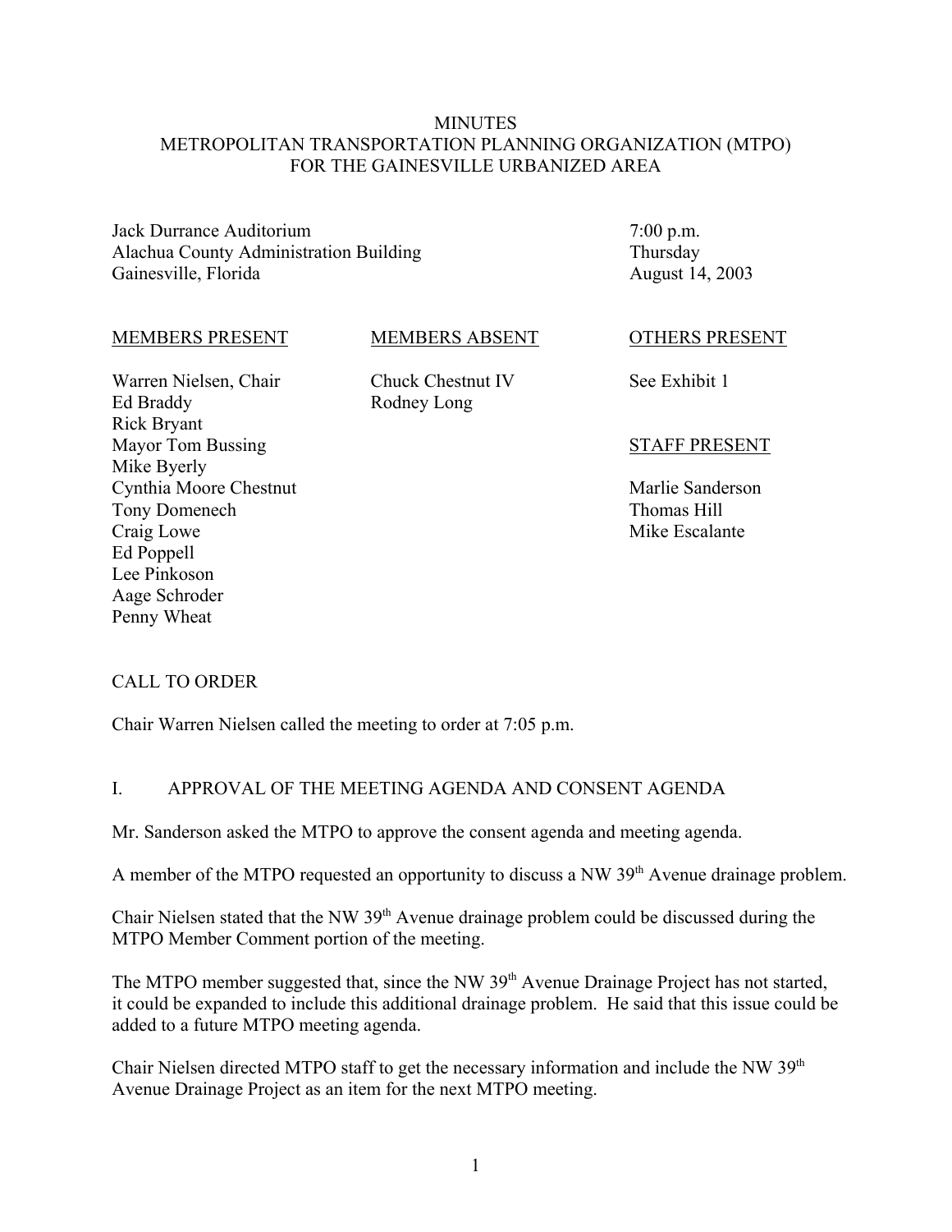# MINUTES
# METROPOLITAN TRANSPORTATION PLANNING ORGANIZATION (MTPO)
# FOR THE GAINESVILLE URBANIZED AREA

Jack Durrance Auditorium
Alachua County Administration Building
Gainesville, Florida

7:00 p.m.
Thursday
August 14, 2003

| MEMBERS PRESENT | MEMBERS ABSENT | OTHERS PRESENT |
| --- | --- | --- |
| Warren Nielsen, Chair | Chuck Chestnut IV | See Exhibit 1 |
| Ed Braddy | Rodney Long | |
| Rick Bryant | | |
| Mayor Tom Bussing | | **STAFF PRESENT** |
| Mike Byerly | | |
| Cynthia Moore Chestnut | | Marlie Sanderson |
| Tony Domenech | | Thomas Hill |
| Craig Lowe | | Mike Escalante |
| Ed Poppell | | |
| Lee Pinkoson | | |
| Aage Schroder | | |
| Penny Wheat | | |

## CALL TO ORDER

Chair Warren Nielsen called the meeting to order at 7:05 p.m.

## I. APPROVAL OF THE MEETING AGENDA AND CONSENT AGENDA

Mr. Sanderson asked the MTPO to approve the consent agenda and meeting agenda.

A member of the MTPO requested an opportunity to discuss a NW 39th Avenue drainage problem.

Chair Nielsen stated that the NW 39th Avenue drainage problem could be discussed during the MTPO Member Comment portion of the meeting.

The MTPO member suggested that, since the NW 39th Avenue Drainage Project has not started, it could be expanded to include this additional drainage problem. He said that this issue could be added to a future MTPO meeting agenda.

Chair Nielsen directed MTPO staff to get the necessary information and include the NW 39th Avenue Drainage Project as an item for the next MTPO meeting.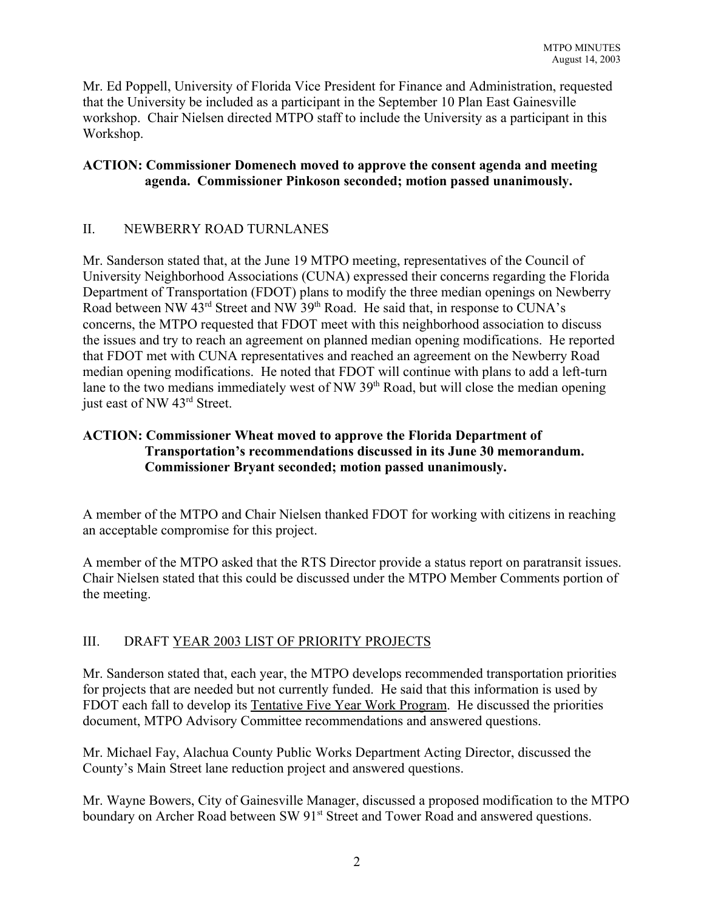Mr. Ed Poppell, University of Florida Vice President for Finance and Administration, requested that the University be included as a participant in the September 10 Plan East Gainesville workshop. Chair Nielsen directed MTPO staff to include the University as a participant in this Workshop.

**ACTION: Commissioner Domenech moved to approve the consent agenda and meeting agenda. Commissioner Pinkoson seconded; motion passed unanimously.**

## II. NEWBERRY ROAD TURNLANES

Mr. Sanderson stated that, at the June 19 MTPO meeting, representatives of the Council of University Neighborhood Associations (CUNA) expressed their concerns regarding the Florida Department of Transportation (FDOT) plans to modify the three median openings on Newberry Road between NW 43rd Street and NW 39th Road. He said that, in response to CUNA's concerns, the MTPO requested that FDOT meet with this neighborhood association to discuss the issues and try to reach an agreement on planned median opening modifications. He reported that FDOT met with CUNA representatives and reached an agreement on the Newberry Road median opening modifications. He noted that FDOT will continue with plans to add a left-turn lane to the two medians immediately west of NW 39th Road, but will close the median opening just east of NW 43rd Street.

**ACTION: Commissioner Wheat moved to approve the Florida Department of Transportation's recommendations discussed in its June 30 memorandum. Commissioner Bryant seconded; motion passed unanimously.**

A member of the MTPO and Chair Nielsen thanked FDOT for working with citizens in reaching an acceptable compromise for this project.

A member of the MTPO asked that the RTS Director provide a status report on paratransit issues. Chair Nielsen stated that this could be discussed under the MTPO Member Comments portion of the meeting.

## III. DRAFT YEAR 2003 LIST OF PRIORITY PROJECTS

Mr. Sanderson stated that, each year, the MTPO develops recommended transportation priorities for projects that are needed but not currently funded. He said that this information is used by FDOT each fall to develop its Tentative Five Year Work Program. He discussed the priorities document, MTPO Advisory Committee recommendations and answered questions.

Mr. Michael Fay, Alachua County Public Works Department Acting Director, discussed the County's Main Street lane reduction project and answered questions.

Mr. Wayne Bowers, City of Gainesville Manager, discussed a proposed modification to the MTPO boundary on Archer Road between SW 91st Street and Tower Road and answered questions.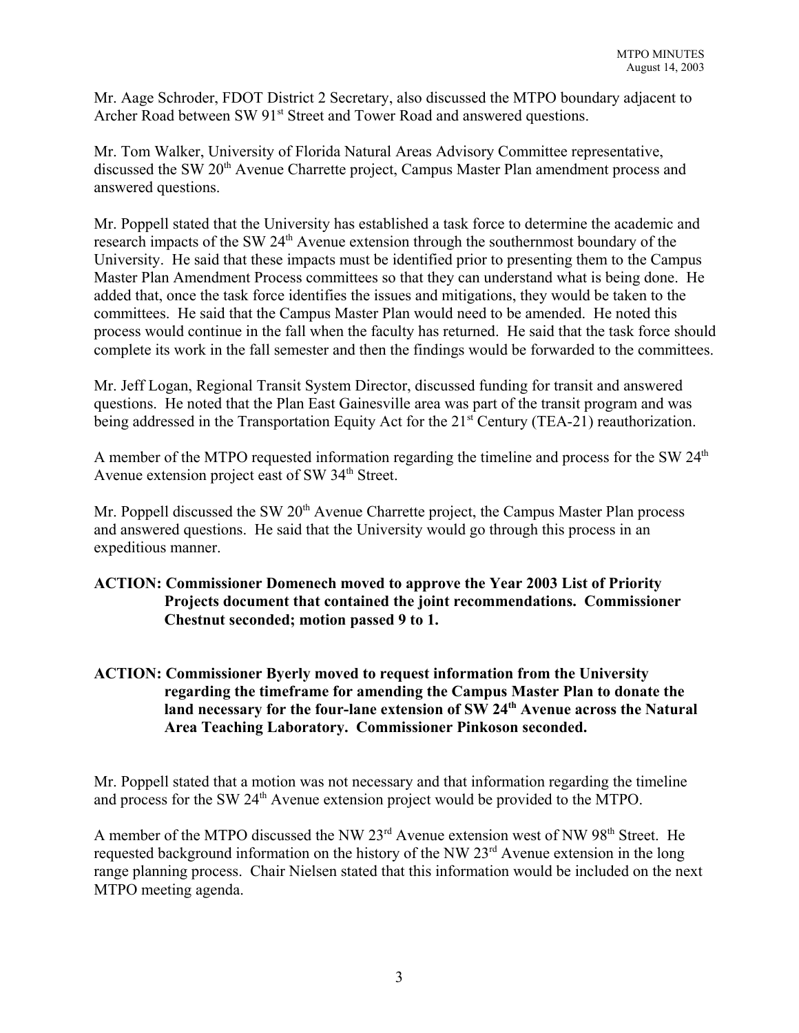Mr. Aage Schroder, FDOT District 2 Secretary, also discussed the MTPO boundary adjacent to Archer Road between SW 91st Street and Tower Road and answered questions.

Mr. Tom Walker, University of Florida Natural Areas Advisory Committee representative, discussed the SW 20th Avenue Charrette project, Campus Master Plan amendment process and answered questions.

Mr. Poppell stated that the University has established a task force to determine the academic and research impacts of the SW 24th Avenue extension through the southernmost boundary of the University. He said that these impacts must be identified prior to presenting them to the Campus Master Plan Amendment Process committees so that they can understand what is being done. He added that, once the task force identifies the issues and mitigations, they would be taken to the committees. He said that the Campus Master Plan would need to be amended. He noted this process would continue in the fall when the faculty has returned. He said that the task force should complete its work in the fall semester and then the findings would be forwarded to the committees.

Mr. Jeff Logan, Regional Transit System Director, discussed funding for transit and answered questions. He noted that the Plan East Gainesville area was part of the transit program and was being addressed in the Transportation Equity Act for the 21st Century (TEA-21) reauthorization.

A member of the MTPO requested information regarding the timeline and process for the SW 24th Avenue extension project east of SW 34th Street.

Mr. Poppell discussed the SW 20th Avenue Charrette project, the Campus Master Plan process and answered questions. He said that the University would go through this process in an expeditious manner.

**ACTION: Commissioner Domenech moved to approve the Year 2003 List of Priority Projects document that contained the joint recommendations. Commissioner Chestnut seconded; motion passed 9 to 1.**

**ACTION: Commissioner Byerly moved to request information from the University regarding the timeframe for amending the Campus Master Plan to donate the land necessary for the four-lane extension of SW 24th Avenue across the Natural Area Teaching Laboratory. Commissioner Pinkoson seconded.**

Mr. Poppell stated that a motion was not necessary and that information regarding the timeline and process for the SW 24th Avenue extension project would be provided to the MTPO.

A member of the MTPO discussed the NW 23rd Avenue extension west of NW 98th Street. He requested background information on the history of the NW 23rd Avenue extension in the long range planning process. Chair Nielsen stated that this information would be included on the next MTPO meeting agenda.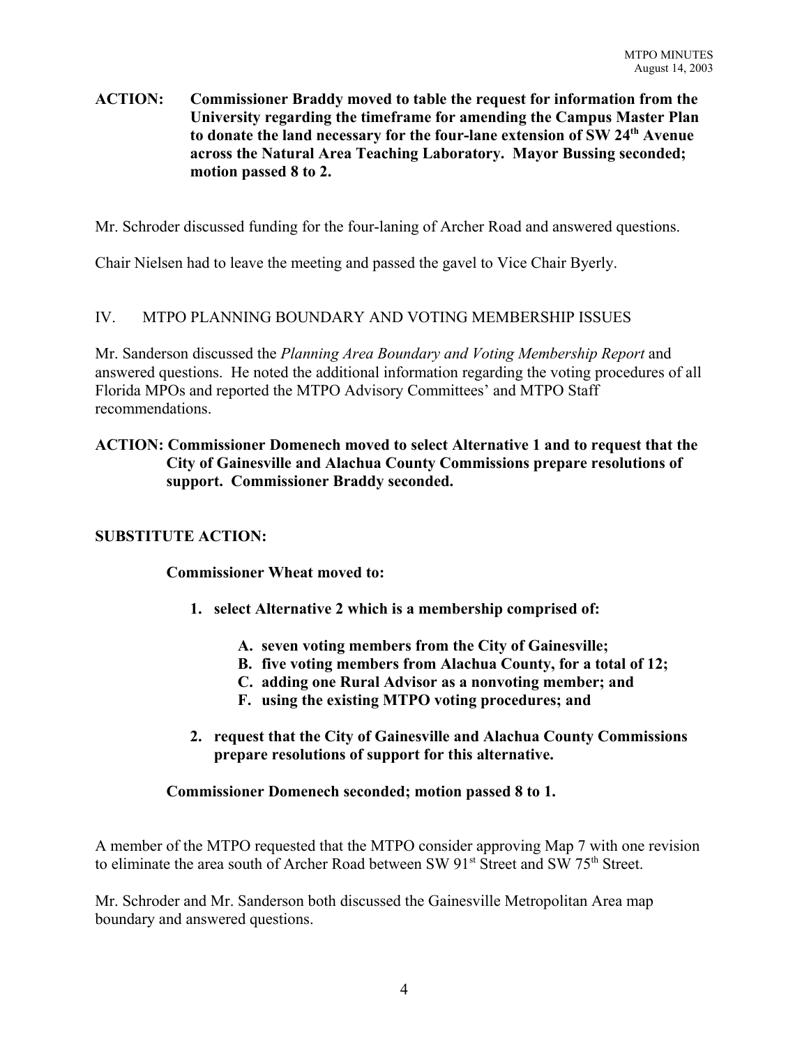**ACTION: Commissioner Braddy moved to table the request for information from the University regarding the timeframe for amending the Campus Master Plan to donate the land necessary for the four-lane extension of SW 24th Avenue across the Natural Area Teaching Laboratory. Mayor Bussing seconded; motion passed 8 to 2.**

Mr. Schroder discussed funding for the four-laning of Archer Road and answered questions.

Chair Nielsen had to leave the meeting and passed the gavel to Vice Chair Byerly.

## IV. MTPO PLANNING BOUNDARY AND VOTING MEMBERSHIP ISSUES

Mr. Sanderson discussed the *Planning Area Boundary and Voting Membership Report* and answered questions. He noted the additional information regarding the voting procedures of all Florida MPOs and reported the MTPO Advisory Committees' and MTPO Staff recommendations.

**ACTION: Commissioner Domenech moved to select Alternative 1 and to request that the City of Gainesville and Alachua County Commissions prepare resolutions of support. Commissioner Braddy seconded.**

**SUBSTITUTE ACTION:**

**Commissioner Wheat moved to:**

1. **select Alternative 2 which is a membership comprised of:**
   - **A. seven voting members from the City of Gainesville;**
   - **B. five voting members from Alachua County, for a total of 12;**
   - **C. adding one Rural Advisor as a nonvoting member; and**
   - **F. using the existing MTPO voting procedures; and**
2. **request that the City of Gainesville and Alachua County Commissions prepare resolutions of support for this alternative.**

**Commissioner Domenech seconded; motion passed 8 to 1.**

A member of the MTPO requested that the MTPO consider approving Map 7 with one revision to eliminate the area south of Archer Road between SW 91st Street and SW 75th Street.

Mr. Schroder and Mr. Sanderson both discussed the Gainesville Metropolitan Area map boundary and answered questions.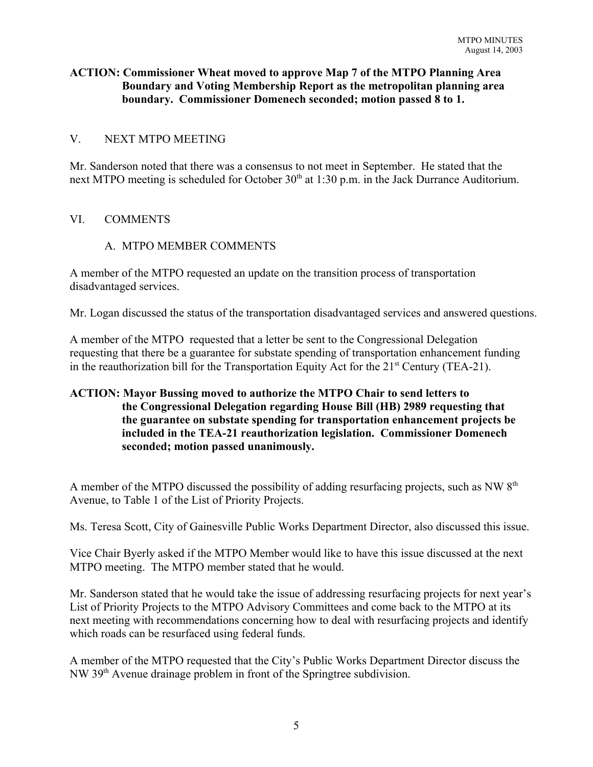**ACTION: Commissioner Wheat moved to approve Map 7 of the MTPO Planning Area Boundary and Voting Membership Report as the metropolitan planning area boundary. Commissioner Domenech seconded; motion passed 8 to 1.**

## V. NEXT MTPO MEETING

Mr. Sanderson noted that there was a consensus to not meet in September. He stated that the next MTPO meeting is scheduled for October 30th at 1:30 p.m. in the Jack Durrance Auditorium.

## VI. COMMENTS

### A. MTPO MEMBER COMMENTS

A member of the MTPO requested an update on the transition process of transportation disadvantaged services.

Mr. Logan discussed the status of the transportation disadvantaged services and answered questions.

A member of the MTPO requested that a letter be sent to the Congressional Delegation requesting that there be a guarantee for substate spending of transportation enhancement funding in the reauthorization bill for the Transportation Equity Act for the 21st Century (TEA-21).

**ACTION: Mayor Bussing moved to authorize the MTPO Chair to send letters to the Congressional Delegation regarding House Bill (HB) 2989 requesting that the guarantee on substate spending for transportation enhancement projects be included in the TEA-21 reauthorization legislation. Commissioner Domenech seconded; motion passed unanimously.**

A member of the MTPO discussed the possibility of adding resurfacing projects, such as NW 8th Avenue, to Table 1 of the List of Priority Projects.

Ms. Teresa Scott, City of Gainesville Public Works Department Director, also discussed this issue.

Vice Chair Byerly asked if the MTPO Member would like to have this issue discussed at the next MTPO meeting. The MTPO member stated that he would.

Mr. Sanderson stated that he would take the issue of addressing resurfacing projects for next year's List of Priority Projects to the MTPO Advisory Committees and come back to the MTPO at its next meeting with recommendations concerning how to deal with resurfacing projects and identify which roads can be resurfaced using federal funds.

A member of the MTPO requested that the City's Public Works Department Director discuss the NW 39th Avenue drainage problem in front of the Springtree subdivision.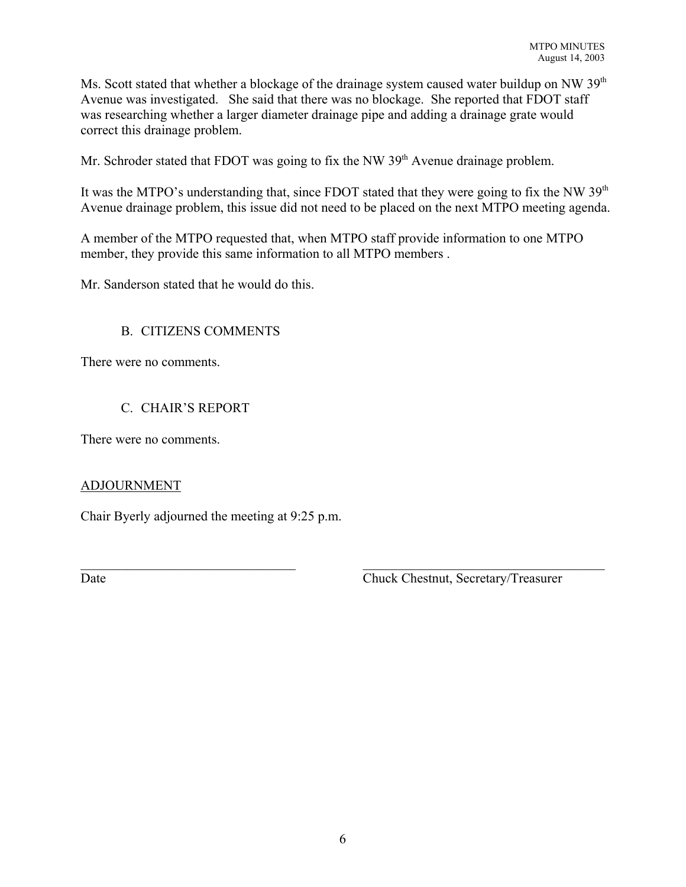Ms. Scott stated that whether a blockage of the drainage system caused water buildup on NW 39th Avenue was investigated. She said that there was no blockage. She reported that FDOT staff was researching whether a larger diameter drainage pipe and adding a drainage grate would correct this drainage problem.

Mr. Schroder stated that FDOT was going to fix the NW 39th Avenue drainage problem.

It was the MTPO's understanding that, since FDOT stated that they were going to fix the NW 39th Avenue drainage problem, this issue did not need to be placed on the next MTPO meeting agenda.

A member of the MTPO requested that, when MTPO staff provide information to one MTPO member, they provide this same information to all MTPO members .

Mr. Sanderson stated that he would do this.

### B. CITIZENS COMMENTS

There were no comments.

### C. CHAIR'S REPORT

There were no comments.

## ADJOURNMENT

Chair Byerly adjourned the meeting at 9:25 p.m.

\_\_\_\_\_\_\_\_\_\_\_\_\_\_\_\_\_\_\_\_\_\_\_\_\_\_\_\_\_\_\_\_ \_\_\_\_\_\_\_\_\_\_\_\_\_\_\_\_\_\_\_\_\_\_\_\_\_\_\_\_\_\_\_\_\_\_\_\_

Date Chuck Chestnut, Secretary/Treasurer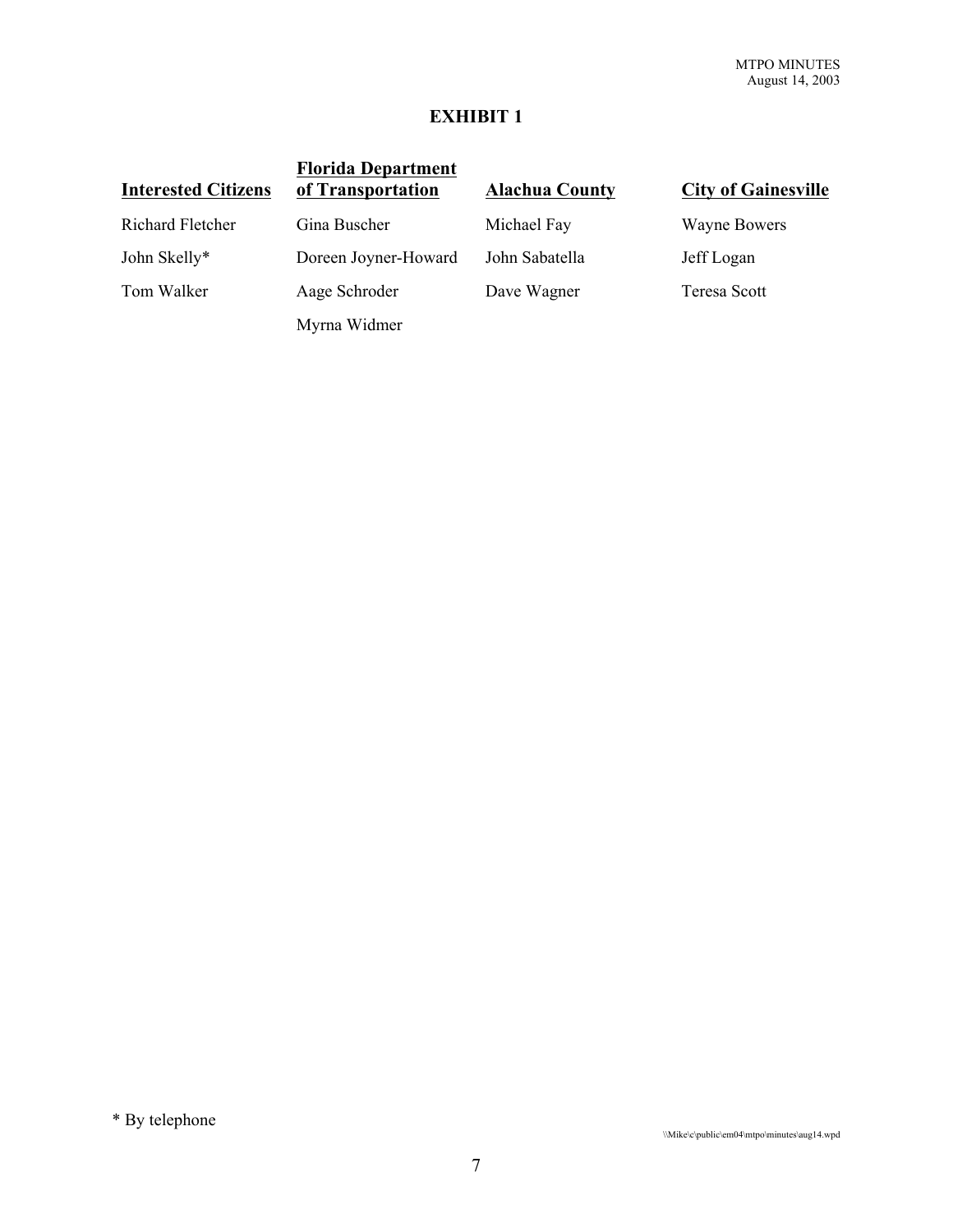# EXHIBIT 1

| Interested Citizens | Florida Department of Transportation | Alachua County | City of Gainesville |
|---|---|---|---|
| Richard Fletcher | Gina Buscher | Michael Fay | Wayne Bowers |
| John Skelly* | Doreen Joyner-Howard | John Sabatella | Jeff Logan |
| Tom Walker | Aage Schroder | Dave Wagner | Teresa Scott |
| | Myrna Widmer | | |

\* By telephone

\\Mike\c\public\em04\mtpo\minutes\aug14.wpd